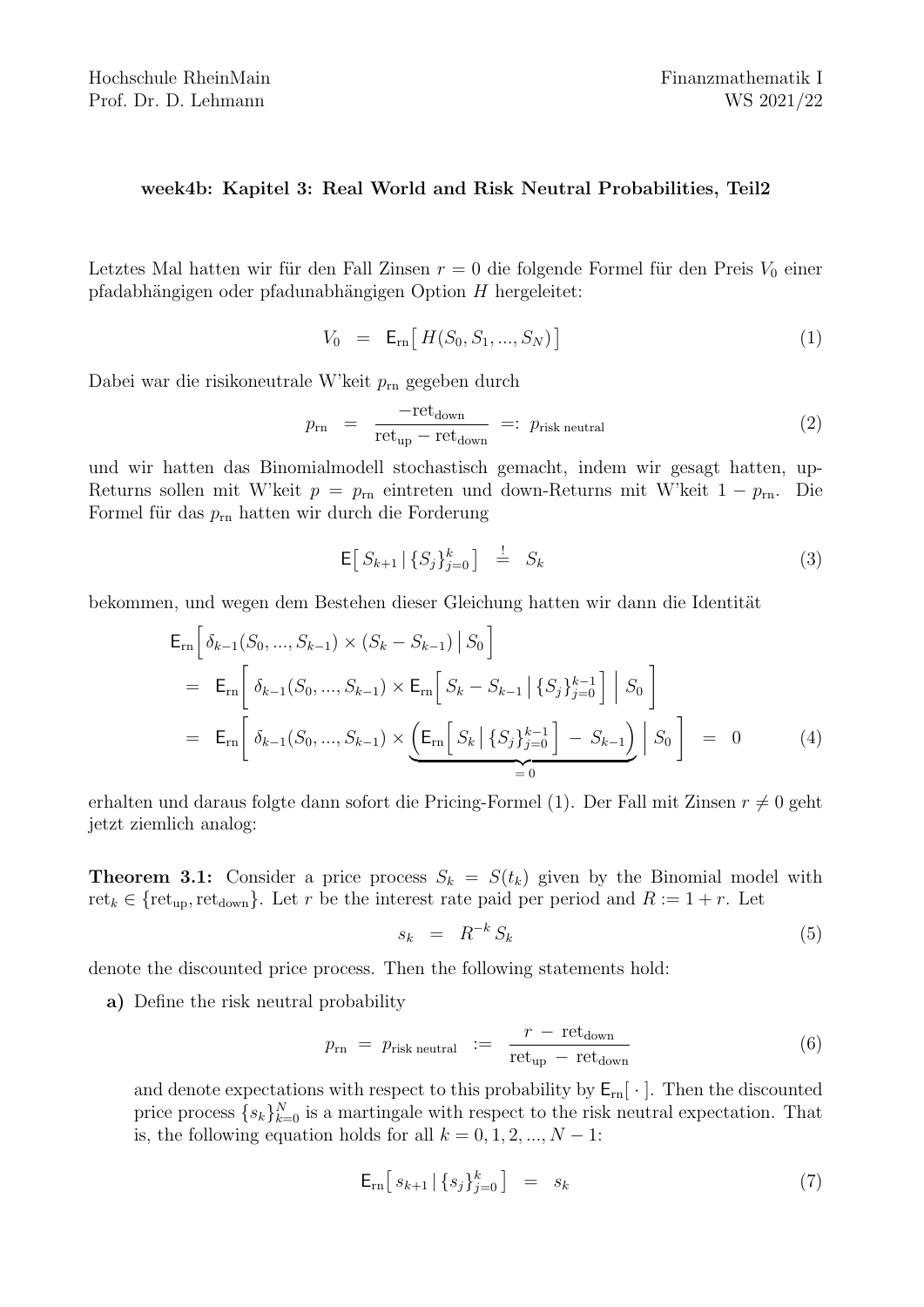Hochschule RheinMain
Prof. Dr. D. Lehmann

Finanzmathematik I
WS 2021/22

### week4b: Kapitel 3: Real World and Risk Neutral Probabilities, Teil2

Letztes Mal hatten wir für den Fall Zinsen $r = 0$ die folgende Formel für den Preis $V_0$ einer pfadabhängigen oder pfadunabhängigen Option $H$ hergeleitet:

$$V_0 \;=\; \mathsf{E}_{\rm rn}\big[\, H(S_0, S_1, ..., S_N)\,\big] \tag{1}$$

Dabei war die risikoneutrale W'keit $p_{\rm rn}$ gegeben durch

$$p_{\rm rn} \;=\; \frac{-{\rm ret}_{\rm down}}{{\rm ret}_{\rm up} - {\rm ret}_{\rm down}} \;=:\; p_{\text{risk neutral}} \tag{2}$$

und wir hatten das Binomialmodell stochastisch gemacht, indem wir gesagt hatten, up-Returns sollen mit W'keit $p = p_{\rm rn}$ eintreten und down-Returns mit W'keit $1 - p_{\rm rn}$. Die Formel für das $p_{\rm rn}$ hatten wir durch die Forderung

$$\mathsf{E}\big[\, S_{k+1} \,|\, \{S_j\}_{j=0}^k \,\big] \;\stackrel{!}{=}\; S_k \tag{3}$$

bekommen, und wegen dem Bestehen dieser Gleichung hatten wir dann die Identität

$$\begin{aligned}
&\mathsf{E}_{\rm rn}\Big[\, \delta_{k-1}(S_0, ..., S_{k-1}) \times (S_k - S_{k-1}) \,\Big|\, S_0 \,\Big] \\
&= \; \mathsf{E}_{\rm rn}\bigg[\, \delta_{k-1}(S_0, ..., S_{k-1}) \times \mathsf{E}_{\rm rn}\Big[\, S_k - S_{k-1} \,\Big|\, \{S_j\}_{j=0}^{k-1} \Big] \,\bigg|\, S_0 \,\bigg] \\
&= \; \mathsf{E}_{\rm rn}\bigg[\, \delta_{k-1}(S_0, ..., S_{k-1}) \times \underbrace{\Big( \mathsf{E}_{\rm rn}\Big[\, S_k \,\Big|\, \{S_j\}_{j=0}^{k-1} \Big] \,-\, S_{k-1} \Big)}_{=\,0} \,\bigg|\, S_0 \,\bigg] \;=\; 0
\end{aligned} \tag{4}$$

erhalten und daraus folgte dann sofort die Pricing-Formel (1). Der Fall mit Zinsen $r \neq 0$ geht jetzt ziemlich analog:

**Theorem 3.1:** Consider a price process $S_k = S(t_k)$ given by the Binomial model with ${\rm ret}_k \in \{{\rm ret}_{\rm up}, {\rm ret}_{\rm down}\}$. Let $r$ be the interest rate paid per period and $R := 1 + r$. Let

$$s_k \;=\; R^{-k}\, S_k \tag{5}$$

denote the discounted price process. Then the following statements hold:

**a)** Define the risk neutral probability

$$p_{\rm rn} \;=\; p_{\text{risk neutral}} \;:=\; \frac{r \,-\, {\rm ret}_{\rm down}}{{\rm ret}_{\rm up} \,-\, {\rm ret}_{\rm down}} \tag{6}$$

and denote expectations with respect to this probability by $\mathsf{E}_{\rm rn}[\,\cdot\,]$. Then the discounted price process $\{s_k\}_{k=0}^N$ is a martingale with respect to the risk neutral expectation. That is, the following equation holds for all $k = 0, 1, 2, ..., N-1$:

$$\mathsf{E}_{\rm rn}\big[\, s_{k+1} \,|\, \{s_j\}_{j=0}^k \,\big] \;=\; s_k \tag{7}$$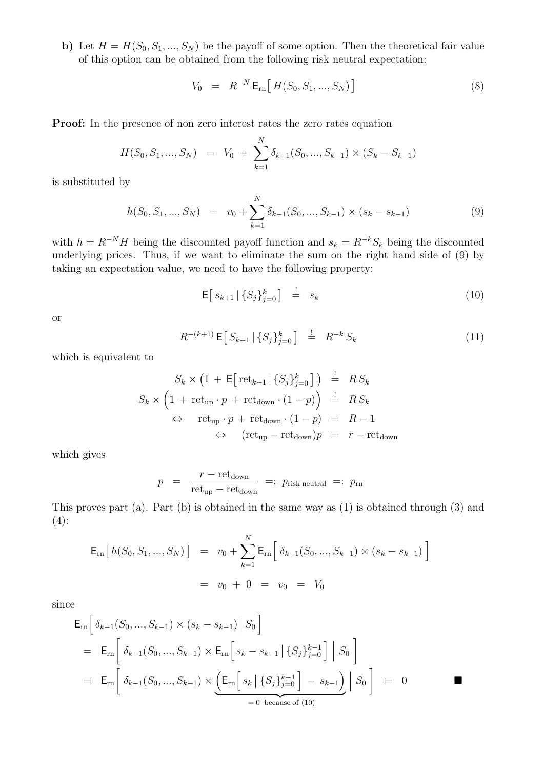**b)** Let $H = H(S_0, S_1, ..., S_N)$ be the payoff of some option. Then the theoretical fair value of this option can be obtained from the following risk neutral expectation:

$$V_0 \;=\; R^{-N}\, \mathsf{E}_{\rm rn}\big[\, H(S_0, S_1, ..., S_N) \big] \tag{8}$$

**Proof:** In the presence of non zero interest rates the zero rates equation

$$H(S_0, S_1, ..., S_N) \;=\; V_0 \;+\; \sum_{k=1}^{N} \delta_{k-1}(S_0, ..., S_{k-1}) \times (S_k - S_{k-1})$$

is substituted by

$$h(S_0, S_1, ..., S_N) \;=\; v_0 + \sum_{k=1}^{N} \delta_{k-1}(S_0, ..., S_{k-1}) \times (s_k - s_{k-1}) \tag{9}$$

with $h = R^{-N} H$ being the discounted payoff function and $s_k = R^{-k} S_k$ being the discounted underlying prices. Thus, if we want to eliminate the sum on the right hand side of (9) by taking an expectation value, we need to have the following property:

$$\mathsf{E}\big[\, s_{k+1} \,|\, \{S_j\}_{j=0}^{k} \big] \;\stackrel{!}{=}\; s_k \tag{10}$$

or

$$R^{-(k+1)}\, \mathsf{E}\big[\, S_{k+1} \,|\, \{S_j\}_{j=0}^{k} \big] \;\stackrel{!}{=}\; R^{-k}\, S_k \tag{11}$$

which is equivalent to

$$\begin{aligned}
S_k \times \big(1 \,+\, \mathsf{E}\big[\, {\rm ret}_{k+1} \,|\, \{S_j\}_{j=0}^{k} \big] \big) \;&\stackrel{!}{=}\; R\, S_k \\
S_k \times \Big(1 \,+\, {\rm ret}_{\rm up} \cdot p \,+\, {\rm ret}_{\rm down} \cdot (1-p)\Big) \;&\stackrel{!}{=}\; R\, S_k \\
\Leftrightarrow \quad {\rm ret}_{\rm up} \cdot p \,+\, {\rm ret}_{\rm down} \cdot (1-p) \;&=\; R - 1 \\
\Leftrightarrow \quad ({\rm ret}_{\rm up} - {\rm ret}_{\rm down}) p \;&=\; r - {\rm ret}_{\rm down}
\end{aligned}$$

which gives

$$p \;=\; \frac{r - {\rm ret}_{\rm down}}{{\rm ret}_{\rm up} - {\rm ret}_{\rm down}} \;=:\; p_{\text{risk neutral}} \;=:\; p_{\rm rn}$$

This proves part (a). Part (b) is obtained in the same way as (1) is obtained through (3) and (4):

$$\begin{aligned}
\mathsf{E}_{\rm rn}\big[\, h(S_0, S_1, ..., S_N) \big] \;&=\; v_0 + \sum_{k=1}^{N} \mathsf{E}_{\rm rn}\Big[\, \delta_{k-1}(S_0, ..., S_{k-1}) \times (s_k - s_{k-1}) \,\Big] \\
&=\; v_0 \,+\, 0 \;=\; v_0 \;=\; V_0
\end{aligned}$$

since

$$\begin{aligned}
&\mathsf{E}_{\rm rn}\Big[\, \delta_{k-1}(S_0, ..., S_{k-1}) \times (s_k - s_{k-1}) \,\Big|\, S_0 \,\Big] \\
&=\; \mathsf{E}_{\rm rn}\bigg[\, \delta_{k-1}(S_0, ..., S_{k-1}) \times \mathsf{E}_{\rm rn}\Big[\, s_k - s_{k-1} \,\Big|\, \{S_j\}_{j=0}^{k-1} \Big] \;\bigg|\; S_0 \,\bigg] \\
&=\; \mathsf{E}_{\rm rn}\bigg[\, \delta_{k-1}(S_0, ..., S_{k-1}) \times \underbrace{\Big(\mathsf{E}_{\rm rn}\Big[\, s_k \,\Big|\, \{S_j\}_{j=0}^{k-1} \Big] \,-\, s_{k-1}\Big)}_{=\,0 \text{ because of (10)}} \;\bigg|\; S_0 \,\bigg] \;=\; 0 \qquad \blacksquare
\end{aligned}$$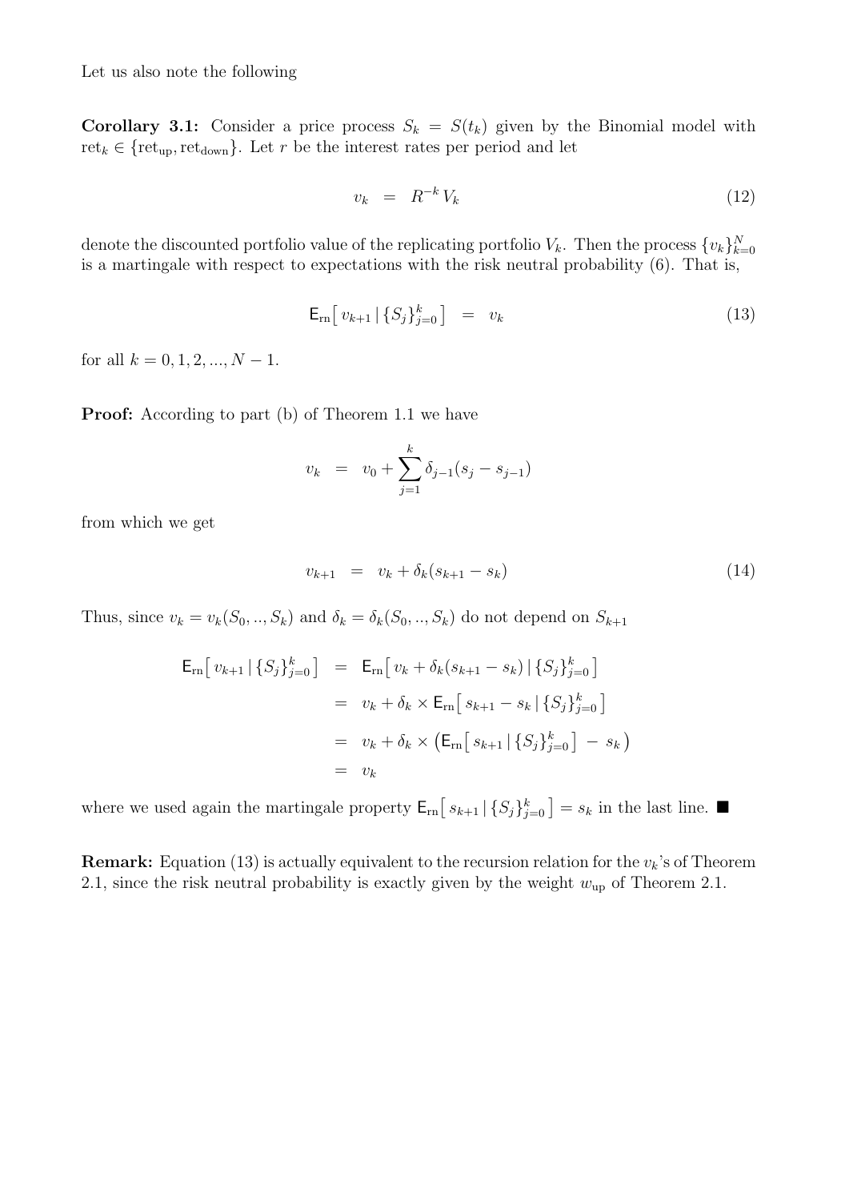Let us also note the following

**Corollary 3.1:** Consider a price process $S_k = S(t_k)$ given by the Binomial model with $\mathrm{ret}_k \in \{\mathrm{ret}_{\mathrm{up}}, \mathrm{ret}_{\mathrm{down}}\}$. Let $r$ be the interest rates per period and let

$$v_k \;=\; R^{-k}\, V_k \tag{12}$$

denote the discounted portfolio value of the replicating portfolio $V_k$. Then the process $\{v_k\}_{k=0}^N$ is a martingale with respect to expectations with the risk neutral probability (6). That is,

$$\mathsf{E}_{\mathrm{rn}}\big[\, v_{k+1} \,|\, \{S_j\}_{j=0}^k \,\big] \;=\; v_k \tag{13}$$

for all $k = 0, 1, 2, ..., N-1$.

**Proof:** According to part (b) of Theorem 1.1 we have

$$v_k \;=\; v_0 + \sum_{j=1}^{k} \delta_{j-1}(s_j - s_{j-1})$$

from which we get

$$v_{k+1} \;=\; v_k + \delta_k (s_{k+1} - s_k) \tag{14}$$

Thus, since $v_k = v_k(S_0, .., S_k)$ and $\delta_k = \delta_k(S_0, .., S_k)$ do not depend on $S_{k+1}$

$$\begin{aligned}
\mathsf{E}_{\mathrm{rn}}\big[\, v_{k+1} \,|\, \{S_j\}_{j=0}^k \,\big] &= \mathsf{E}_{\mathrm{rn}}\big[\, v_k + \delta_k(s_{k+1} - s_k) \,|\, \{S_j\}_{j=0}^k \,\big] \\
&= v_k + \delta_k \times \mathsf{E}_{\mathrm{rn}}\big[\, s_{k+1} - s_k \,|\, \{S_j\}_{j=0}^k \,\big] \\
&= v_k + \delta_k \times \big( \mathsf{E}_{\mathrm{rn}}\big[\, s_{k+1} \,|\, \{S_j\}_{j=0}^k \,\big] \;-\; s_k \big) \\
&= v_k
\end{aligned}$$

where we used again the martingale property $\mathsf{E}_{\mathrm{rn}}\big[\, s_{k+1} \,|\, \{S_j\}_{j=0}^k \,\big] = s_k$ in the last line. ■

**Remark:** Equation (13) is actually equivalent to the recursion relation for the $v_k$'s of Theorem 2.1, since the risk neutral probability is exactly given by the weight $w_{\mathrm{up}}$ of Theorem 2.1.